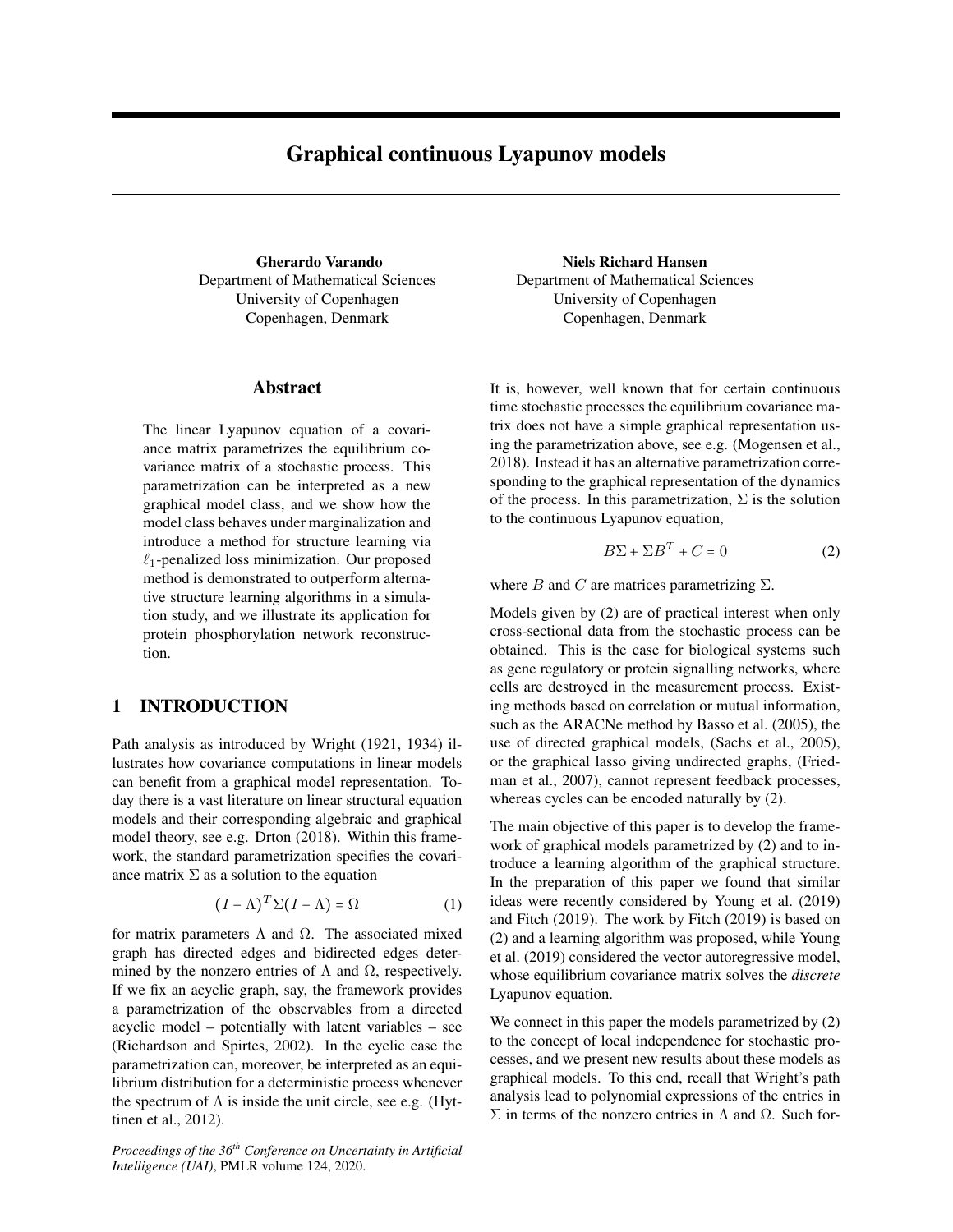# Graphical continuous Lyapunov models

**Gherardo Varando**
Department of Mathematical Sciences
University of Copenhagen
Copenhagen, Denmark

**Niels Richard Hansen**
Department of Mathematical Sciences
University of Copenhagen
Copenhagen, Denmark

## Abstract

The linear Lyapunov equation of a covariance matrix parametrizes the equilibrium covariance matrix of a stochastic process. This parametrization can be interpreted as a new graphical model class, and we show how the model class behaves under marginalization and introduce a method for structure learning via $\ell_1$-penalized loss minimization. Our proposed method is demonstrated to outperform alternative structure learning algorithms in a simulation study, and we illustrate its application for protein phosphorylation network reconstruction.

## 1 INTRODUCTION

Path analysis as introduced by Wright (1921, 1934) illustrates how covariance computations in linear models can benefit from a graphical model representation. Today there is a vast literature on linear structural equation models and their corresponding algebraic and graphical model theory, see e.g. Drton (2018). Within this framework, the standard parametrization specifies the covariance matrix $\Sigma$ as a solution to the equation

$$(I - \Lambda)^T \Sigma (I - \Lambda) = \Omega \tag{1}$$

for matrix parameters $\Lambda$ and $\Omega$. The associated mixed graph has directed edges and bidirected edges determined by the nonzero entries of $\Lambda$ and $\Omega$, respectively. If we fix an acyclic graph, say, the framework provides a parametrization of the observables from a directed acyclic model – potentially with latent variables – see (Richardson and Spirtes, 2002). In the cyclic case the parametrization can, moreover, be interpreted as an equilibrium distribution for a deterministic process whenever the spectrum of $\Lambda$ is inside the unit circle, see e.g. (Hyttinen et al., 2012).

*Proceedings of the 36th Conference on Uncertainty in Artificial Intelligence (UAI)*, PMLR volume 124, 2020.

It is, however, well known that for certain continuous time stochastic processes the equilibrium covariance matrix does not have a simple graphical representation using the parametrization above, see e.g. (Mogensen et al., 2018). Instead it has an alternative parametrization corresponding to the graphical representation of the dynamics of the process. In this parametrization, $\Sigma$ is the solution to the continuous Lyapunov equation,

$$B\Sigma + \Sigma B^T + C = 0 \tag{2}$$

where $B$ and $C$ are matrices parametrizing $\Sigma$.

Models given by (2) are of practical interest when only cross-sectional data from the stochastic process can be obtained. This is the case for biological systems such as gene regulatory or protein signalling networks, where cells are destroyed in the measurement process. Existing methods based on correlation or mutual information, such as the ARACNe method by Basso et al. (2005), the use of directed graphical models, (Sachs et al., 2005), or the graphical lasso giving undirected graphs, (Friedman et al., 2007), cannot represent feedback processes, whereas cycles can be encoded naturally by (2).

The main objective of this paper is to develop the framework of graphical models parametrized by (2) and to introduce a learning algorithm of the graphical structure. In the preparation of this paper we found that similar ideas were recently considered by Young et al. (2019) and Fitch (2019). The work by Fitch (2019) is based on (2) and a learning algorithm was proposed, while Young et al. (2019) considered the vector autoregressive model, whose equilibrium covariance matrix solves the *discrete* Lyapunov equation.

We connect in this paper the models parametrized by (2) to the concept of local independence for stochastic processes, and we present new results about these models as graphical models. To this end, recall that Wright's path analysis lead to polynomial expressions of the entries in $\Sigma$ in terms of the nonzero entries in $\Lambda$ and $\Omega$. Such for-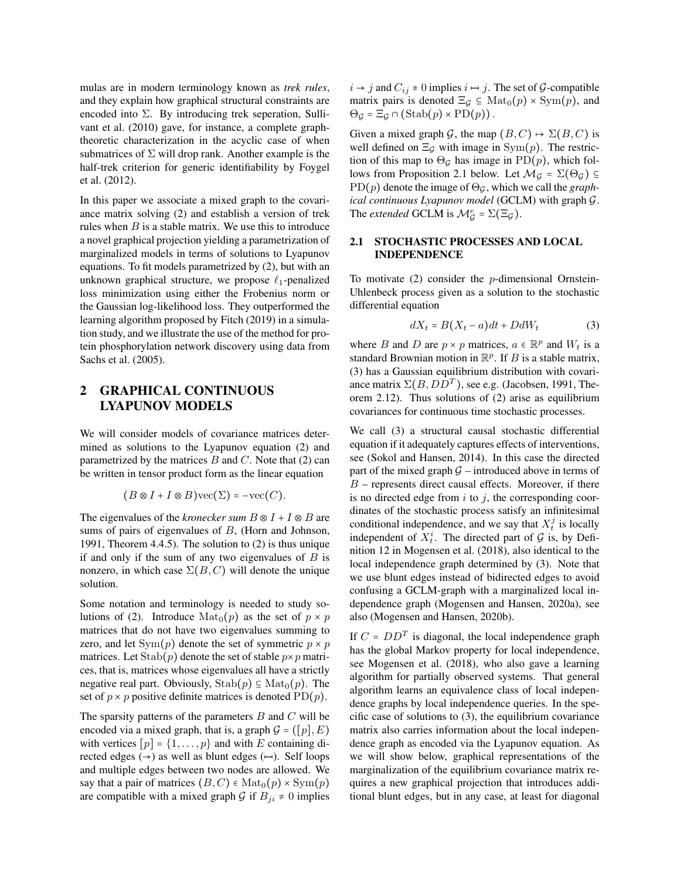mulas are in modern terminology known as *trek rules*, and they explain how graphical structural constraints are encoded into $\Sigma$. By introducing trek seperation, Sullivant et al. (2010) gave, for instance, a complete graph-theoretic characterization in the acyclic case of when submatrices of $\Sigma$ will drop rank. Another example is the half-trek criterion for generic identifiability by Foygel et al. (2012).

In this paper we associate a mixed graph to the covariance matrix solving (2) and establish a version of trek rules when $B$ is a stable matrix. We use this to introduce a novel graphical projection yielding a parametrization of marginalized models in terms of solutions to Lyapunov equations. To fit models parametrized by (2), but with an unknown graphical structure, we propose $\ell_1$-penalized loss minimization using either the Frobenius norm or the Gaussian log-likelihood loss. They outperformed the learning algorithm proposed by Fitch (2019) in a simulation study, and we illustrate the use of the method for protein phosphorylation network discovery using data from Sachs et al. (2005).

## 2 GRAPHICAL CONTINUOUS LYAPUNOV MODELS

We will consider models of covariance matrices determined as solutions to the Lyapunov equation (2) and parametrized by the matrices $B$ and $C$. Note that (2) can be written in tensor product form as the linear equation

$$(B \otimes I + I \otimes B)\text{vec}(\Sigma) = -\text{vec}(C).$$

The eigenvalues of the *kronecker sum* $B \otimes I + I \otimes B$ are sums of pairs of eigenvalues of $B$, (Horn and Johnson, 1991, Theorem 4.4.5). The solution to (2) is thus unique if and only if the sum of any two eigenvalues of $B$ is nonzero, in which case $\Sigma(B, C)$ will denote the unique solution.

Some notation and terminology is needed to study solutions of (2). Introduce $\text{Mat}_0(p)$ as the set of $p \times p$ matrices that do not have two eigenvalues summing to zero, and let $\text{Sym}(p)$ denote the set of symmetric $p \times p$ matrices. Let $\text{Stab}(p)$ denote the set of stable $p \times p$ matrices, that is, matrices whose eigenvalues all have a strictly negative real part. Obviously, $\text{Stab}(p) \subseteq \text{Mat}_0(p)$. The set of $p \times p$ positive definite matrices is denoted $\text{PD}(p)$.

The sparsity patterns of the parameters $B$ and $C$ will be encoded via a mixed graph, that is, a graph $\mathcal{G} = ([p], E)$ with vertices $[p] = \{1, \ldots, p\}$ and with $E$ containing directed edges ($\to$) as well as blunt edges ($\mapsto$). Self loops and multiple edges between two nodes are allowed. We say that a pair of matrices $(B, C) \in \text{Mat}_0(p) \times \text{Sym}(p)$ are compatible with a mixed graph $\mathcal{G}$ if $B_{ji} \neq 0$ implies $i \to j$ and $C_{ij} \neq 0$ implies $i \mapsto j$. The set of $\mathcal{G}$-compatible matrix pairs is denoted $\Xi_{\mathcal{G}} \subseteq \text{Mat}_0(p) \times \text{Sym}(p)$, and $\Theta_{\mathcal{G}} = \Xi_{\mathcal{G}} \cap (\text{Stab}(p) \times \text{PD}(p))$.

Given a mixed graph $\mathcal{G}$, the map $(B, C) \mapsto \Sigma(B, C)$ is well defined on $\Xi_{\mathcal{G}}$ with image in $\text{Sym}(p)$. The restriction of this map to $\Theta_{\mathcal{G}}$ has image in $\text{PD}(p)$, which follows from Proposition 2.1 below. Let $\mathcal{M}_{\mathcal{G}} = \Sigma(\Theta_{\mathcal{G}}) \subseteq \text{PD}(p)$ denote the image of $\Theta_{\mathcal{G}}$, which we call the *graphical continuous Lyapunov model* (GCLM) with graph $\mathcal{G}$. The *extended* GCLM is $\mathcal{M}_{\mathcal{G}}^e = \Sigma(\Xi_{\mathcal{G}})$.

### 2.1 STOCHASTIC PROCESSES AND LOCAL INDEPENDENCE

To motivate (2) consider the $p$-dimensional Ornstein-Uhlenbeck process given as a solution to the stochastic differential equation

$$dX_t = B(X_t - a)dt + DdW_t \tag{3}$$

where $B$ and $D$ are $p \times p$ matrices, $a \in \mathbb{R}^p$ and $W_t$ is a standard Brownian motion in $\mathbb{R}^p$. If $B$ is a stable matrix, (3) has a Gaussian equilibrium distribution with covariance matrix $\Sigma(B, DD^T)$, see e.g. (Jacobsen, 1991, Theorem 2.12). Thus solutions of (2) arise as equilibrium covariances for continuous time stochastic processes.

We call (3) a structural causal stochastic differential equation if it adequately captures effects of interventions, see (Sokol and Hansen, 2014). In this case the directed part of the mixed graph $\mathcal{G}$ – introduced above in terms of $B$ – represents direct causal effects. Moreover, if there is no directed edge from $i$ to $j$, the corresponding coordinates of the stochastic process satisfy an infinitesimal conditional independence, and we say that $X_t^j$ is locally independent of $X_t^i$. The directed part of $\mathcal{G}$ is, by Definition 12 in Mogensen et al. (2018), also identical to the local independence graph determined by (3). Note that we use blunt edges instead of bidirected edges to avoid confusing a GCLM-graph with a marginalized local independence graph (Mogensen and Hansen, 2020a), see also (Mogensen and Hansen, 2020b).

If $C = DD^T$ is diagonal, the local independence graph has the global Markov property for local independence, see Mogensen et al. (2018), who also gave a learning algorithm for partially observed systems. That general algorithm learns an equivalence class of local independence graphs by local independence queries. In the specific case of solutions to (3), the equilibrium covariance matrix also carries information about the local independence graph as encoded via the Lyapunov equation. As we will show below, graphical representations of the marginalization of the equilibrium covariance matrix requires a new graphical projection that introduces additional blunt edges, but in any case, at least for diagonal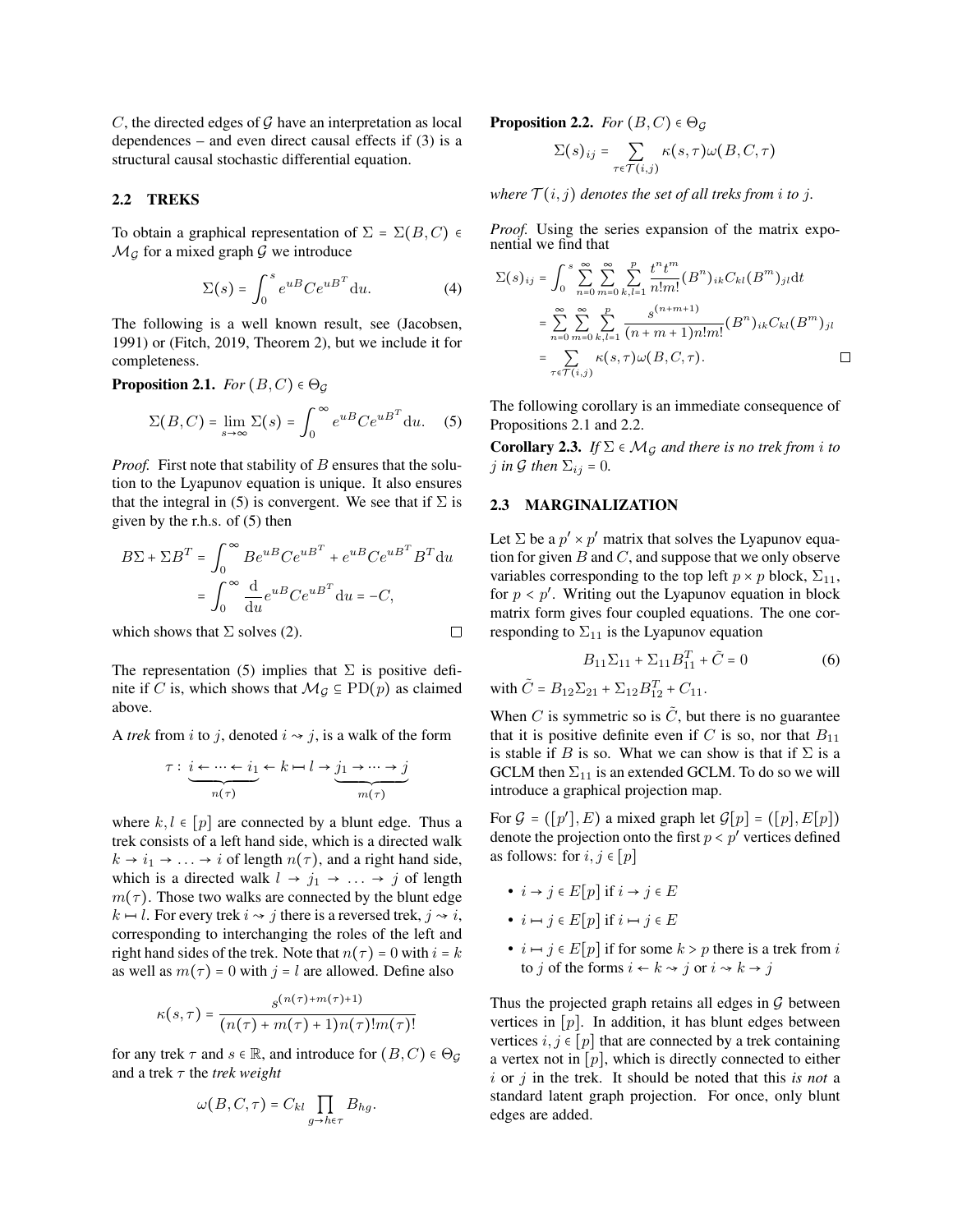$C$, the directed edges of $\mathcal{G}$ have an interpretation as local dependences – and even direct causal effects if (3) is a structural causal stochastic differential equation.

### 2.2 TREKS

To obtain a graphical representation of $\Sigma = \Sigma(B, C) \in \mathcal{M}_\mathcal{G}$ for a mixed graph $\mathcal{G}$ we introduce

$$\Sigma(s) = \int_0^s e^{uB} C e^{uB^T} \mathrm{d}u. \tag{4}$$

The following is a well known result, see (Jacobsen, 1991) or (Fitch, 2019, Theorem 2), but we include it for completeness.

**Proposition 2.1.** *For $(B, C) \in \Theta_\mathcal{G}$*

$$\Sigma(B, C) = \lim_{s \to \infty} \Sigma(s) = \int_0^\infty e^{uB} C e^{uB^T} \mathrm{d}u. \tag{5}$$

*Proof.* First note that stability of $B$ ensures that the solution to the Lyapunov equation is unique. It also ensures that the integral in (5) is convergent. We see that if $\Sigma$ is given by the r.h.s. of (5) then

$$\begin{aligned} B\Sigma + \Sigma B^T &= \int_0^\infty B e^{uB} C e^{uB^T} + e^{uB} C e^{uB^T} B^T \mathrm{d}u \\ &= \int_0^\infty \frac{\mathrm{d}}{\mathrm{d}u} e^{uB} C e^{uB^T} \mathrm{d}u = -C, \end{aligned}$$

which shows that $\Sigma$ solves (2). □

The representation (5) implies that $\Sigma$ is positive definite if $C$ is, which shows that $\mathcal{M}_\mathcal{G} \subseteq \mathrm{PD}(p)$ as claimed above.

A *trek* from $i$ to $j$, denoted $i \rightsquigarrow j$, is a walk of the form

$$\tau : \underbrace{i \leftarrow \cdots \leftarrow i_1}_{n(\tau)} \leftarrow k \mapsto l \rightarrow \underbrace{j_1 \rightarrow \cdots \rightarrow j}_{m(\tau)}$$

where $k, l \in [p]$ are connected by a blunt edge. Thus a trek consists of a left hand side, which is a directed walk $k \to i_1 \to \ldots \to i$ of length $n(\tau)$, and a right hand side, which is a directed walk $l \to j_1 \to \ldots \to j$ of length $m(\tau)$. Those two walks are connected by the blunt edge $k \mapsto l$. For every trek $i \rightsquigarrow j$ there is a reversed trek, $j \rightsquigarrow i$, corresponding to interchanging the roles of the left and right hand sides of the trek. Note that $n(\tau) = 0$ with $i = k$ as well as $m(\tau) = 0$ with $j = l$ are allowed. Define also

$$\kappa(s, \tau) = \frac{s^{(n(\tau)+m(\tau)+1)}}{(n(\tau) + m(\tau) + 1) n(\tau)! m(\tau)!}$$

for any trek $\tau$ and $s \in \mathbb{R}$, and introduce for $(B, C) \in \Theta_\mathcal{G}$ and a trek $\tau$ the *trek weight*

$$\omega(B, C, \tau) = C_{kl} \prod_{g \to h \in \tau} B_{hg}.$$

**Proposition 2.2.** *For $(B, C) \in \Theta_\mathcal{G}$*

$$\Sigma(s)_{ij} = \sum_{\tau \in \mathcal{T}(i,j)} \kappa(s, \tau) \omega(B, C, \tau)$$

*where $\mathcal{T}(i, j)$ denotes the set of all treks from $i$ to $j$.*

*Proof.* Using the series expansion of the matrix exponential we find that

$$\begin{aligned} \Sigma(s)_{ij} &= \int_0^s \sum_{n=0}^\infty \sum_{m=0}^\infty \sum_{k,l=1}^p \frac{t^n t^m}{n! m!} (B^n)_{ik} C_{kl} (B^m)_{jl} \mathrm{d}t \\ &= \sum_{n=0}^\infty \sum_{m=0}^\infty \sum_{k,l=1}^p \frac{s^{(n+m+1)}}{(n+m+1) n! m!} (B^n)_{ik} C_{kl} (B^m)_{jl} \\ &= \sum_{\tau \in \mathcal{T}(i,j)} \kappa(s, \tau) \omega(B, C, \tau). \end{aligned}$$

□

The following corollary is an immediate consequence of Propositions 2.1 and 2.2.

**Corollary 2.3.** *If $\Sigma \in \mathcal{M}_\mathcal{G}$ and there is no trek from $i$ to $j$ in $\mathcal{G}$ then $\Sigma_{ij} = 0$.*

### 2.3 MARGINALIZATION

Let $\Sigma$ be a $p' \times p'$ matrix that solves the Lyapunov equation for given $B$ and $C$, and suppose that we only observe variables corresponding to the top left $p \times p$ block, $\Sigma_{11}$, for $p < p'$. Writing out the Lyapunov equation in block matrix form gives four coupled equations. The one corresponding to $\Sigma_{11}$ is the Lyapunov equation

$$B_{11} \Sigma_{11} + \Sigma_{11} B_{11}^T + \tilde{C} = 0 \tag{6}$$

with $\tilde{C} = B_{12} \Sigma_{21} + \Sigma_{12} B_{12}^T + C_{11}$.

When $C$ is symmetric so is $\tilde{C}$, but there is no guarantee that it is positive definite even if $C$ is so, nor that $B_{11}$ is stable if $B$ is so. What we can show is that if $\Sigma$ is a GCLM then $\Sigma_{11}$ is an extended GCLM. To do so we will introduce a graphical projection map.

For $\mathcal{G} = ([p'], E)$ a mixed graph let $\mathcal{G}[p] = ([p], E[p])$ denote the projection onto the first $p < p'$ vertices defined as follows: for $i, j \in [p]$

- $i \to j \in E[p]$ if $i \to j \in E$
- $i \mapsto j \in E[p]$ if $i \mapsto j \in E$
- $i \mapsto j \in E[p]$ if for some $k > p$ there is a trek from $i$ to $j$ of the forms $i \leftarrow k \rightsquigarrow j$ or $i \rightsquigarrow k \to j$

Thus the projected graph retains all edges in $\mathcal{G}$ between vertices in $[p]$. In addition, it has blunt edges between vertices $i, j \in [p]$ that are connected by a trek containing a vertex not in $[p]$, which is directly connected to either $i$ or $j$ in the trek. It should be noted that this *is not* a standard latent graph projection. For once, only blunt edges are added.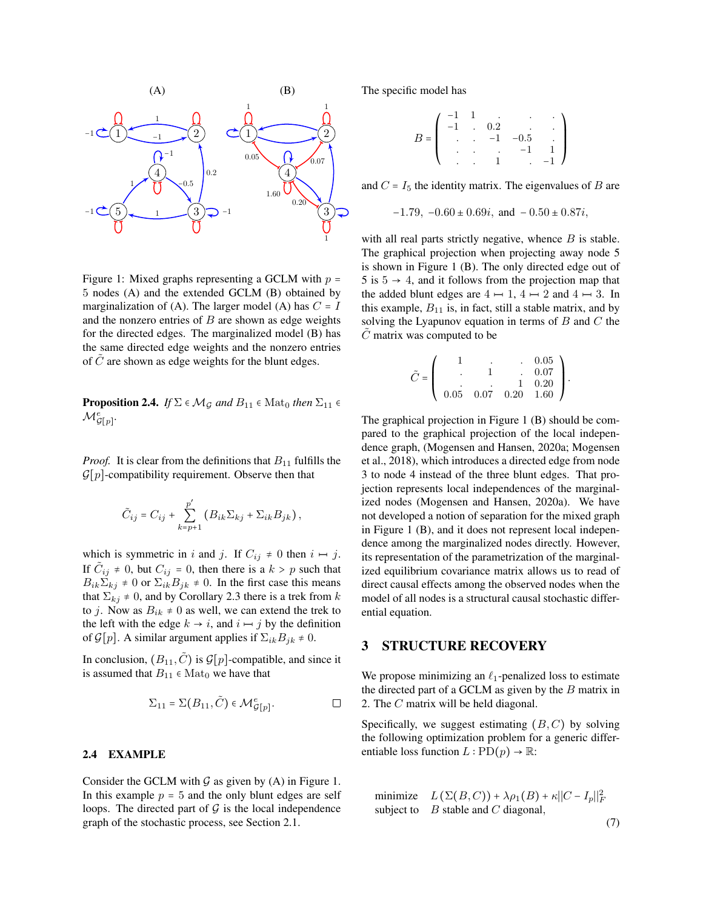Figure 1: Mixed graphs representing a GCLM with $p = 5$ nodes (A) and the extended GCLM (B) obtained by marginalization of (A). The larger model (A) has $C = I$ and the nonzero entries of $B$ are shown as edge weights for the directed edges. The marginalized model (B) has the same directed edge weights and the nonzero entries of $\tilde{C}$ are shown as edge weights for the blunt edges.

**Proposition 2.4.** *If $\Sigma \in \mathcal{M}_{\mathcal{G}}$ and $B_{11} \in \mathrm{Mat}_0$ then $\Sigma_{11} \in \mathcal{M}^e_{\mathcal{G}[p]}$.*

*Proof.* It is clear from the definitions that $B_{11}$ fulfills the $\mathcal{G}[p]$-compatibility requirement. Observe then that

$$\tilde{C}_{ij} = C_{ij} + \sum_{k=p+1}^{p'} \left( B_{ik}\Sigma_{kj} + \Sigma_{ik}B_{jk} \right),$$

which is symmetric in $i$ and $j$. If $C_{ij} \neq 0$ then $i \mapsto j$. If $\tilde{C}_{ij} \neq 0$, but $C_{ij} = 0$, then there is a $k > p$ such that $B_{ik}\Sigma_{kj} \neq 0$ or $\Sigma_{ik}B_{jk} \neq 0$. In the first case this means that $\Sigma_{kj} \neq 0$, and by Corollary 2.3 there is a trek from $k$ to $j$. Now as $B_{ik} \neq 0$ as well, we can extend the trek to the left with the edge $k \to i$, and $i \mapsto j$ by the definition of $\mathcal{G}[p]$. A similar argument applies if $\Sigma_{ik}B_{jk} \neq 0$.

In conclusion, $(B_{11}, \tilde{C})$ is $\mathcal{G}[p]$-compatible, and since it is assumed that $B_{11} \in \mathrm{Mat}_0$ we have that

$$\Sigma_{11} = \Sigma(B_{11}, \tilde{C}) \in \mathcal{M}^e_{\mathcal{G}[p]}.$$

□

### 2.4 EXAMPLE

Consider the GCLM with $\mathcal{G}$ as given by (A) in Figure 1. In this example $p = 5$ and the only blunt edges are self loops. The directed part of $\mathcal{G}$ is the local independence graph of the stochastic process, see Section 2.1.

The specific model has

$$B = \begin{pmatrix} -1 & 1 & . & . & . \\ -1 & . & 0.2 & . & . \\ . & . & -1 & -0.5 & . \\ . & . & . & -1 & 1 \\ . & . & 1 & . & -1 \end{pmatrix}$$

and $C = I_5$ the identity matrix. The eigenvalues of $B$ are

$$-1.79, \ -0.60 \pm 0.69i, \text{ and } -0.50 \pm 0.87i,$$

with all real parts strictly negative, whence $B$ is stable. The graphical projection when projecting away node 5 is shown in Figure 1 (B). The only directed edge out of 5 is $5 \to 4$, and it follows from the projection map that the added blunt edges are $4 \mapsto 1$, $4 \mapsto 2$ and $4 \mapsto 3$. In this example, $B_{11}$ is, in fact, still a stable matrix, and by solving the Lyapunov equation in terms of $B$ and $C$ the $\tilde{C}$ matrix was computed to be

$$\tilde{C} = \begin{pmatrix} 1 & . & . & 0.05 \\ . & 1 & . & 0.07 \\ . & . & 1 & 0.20 \\ 0.05 & 0.07 & 0.20 & 1.60 \end{pmatrix}.$$

The graphical projection in Figure 1 (B) should be compared to the graphical projection of the local independence graph, (Mogensen and Hansen, 2020a; Mogensen et al., 2018), which introduces a directed edge from node 3 to node 4 instead of the three blunt edges. That projection represents local independences of the marginalized nodes (Mogensen and Hansen, 2020a). We have not developed a notion of separation for the mixed graph in Figure 1 (B), and it does not represent local independence among the marginalized nodes directly. However, its representation of the parametrization of the marginalized equilibrium covariance matrix allows us to read of direct causal effects among the observed nodes when the model of all nodes is a structural causal stochastic differential equation.

## 3 STRUCTURE RECOVERY

We propose minimizing an $\ell_1$-penalized loss to estimate the directed part of a GCLM as given by the $B$ matrix in 2. The $C$ matrix will be held diagonal.

Specifically, we suggest estimating $(B, C)$ by solving the following optimization problem for a generic differentiable loss function $L : \mathrm{PD}(p) \to \mathbb{R}$:

$$\begin{aligned} &\text{minimize} \quad L\left(\Sigma(B, C)\right) + \lambda\rho_1(B) + \kappa\|C - I_p\|_F^2 \\ &\text{subject to} \quad B \text{ stable and } C \text{ diagonal}, \end{aligned} \tag{7}$$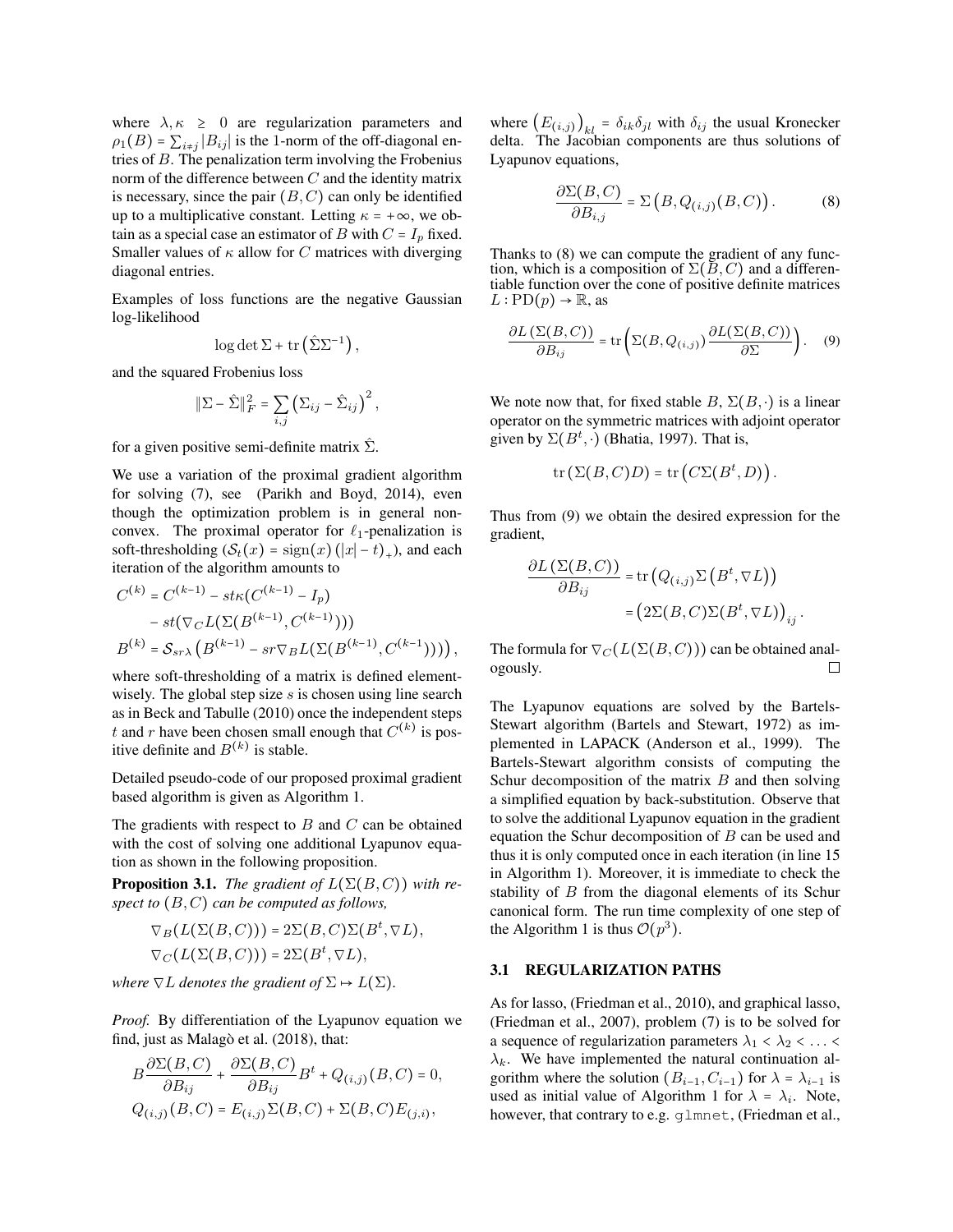where $\lambda, \kappa \geq 0$ are regularization parameters and $\rho_1(B) = \sum_{i \neq j} |B_{ij}|$ is the 1-norm of the off-diagonal entries of $B$. The penalization term involving the Frobenius norm of the difference between $C$ and the identity matrix is necessary, since the pair $(B, C)$ can only be identified up to a multiplicative constant. Letting $\kappa = +\infty$, we obtain as a special case an estimator of $B$ with $C = I_p$ fixed. Smaller values of $\kappa$ allow for $C$ matrices with diverging diagonal entries.

Examples of loss functions are the negative Gaussian log-likelihood

$$\log \det \Sigma + \operatorname{tr}\left(\hat{\Sigma}\Sigma^{-1}\right),$$

and the squared Frobenius loss

$$\|\Sigma - \hat{\Sigma}\|_F^2 = \sum_{i,j} \left(\Sigma_{ij} - \hat{\Sigma}_{ij}\right)^2,$$

for a given positive semi-definite matrix $\hat{\Sigma}$.

We use a variation of the proximal gradient algorithm for solving (7), see (Parikh and Boyd, 2014), even though the optimization problem is in general non-convex. The proximal operator for $\ell_1$-penalization is soft-thresholding ($\mathcal{S}_t(x) = \operatorname{sign}(x)\left(|x| - t\right)_+$), and each iteration of the algorithm amounts to

$$\begin{aligned}
C^{(k)} &= C^{(k-1)} - st\kappa(C^{(k-1)} - I_p) \\
&\quad - st(\nabla_C L(\Sigma(B^{(k-1)}, C^{(k-1)}))) \\
B^{(k)} &= \mathcal{S}_{sr\lambda}\left(B^{(k-1)} - sr\nabla_B L(\Sigma(B^{(k-1)}, C^{(k-1)}))\right),
\end{aligned}$$

where soft-thresholding of a matrix is defined element-wisely. The global step size $s$ is chosen using line search as in Beck and Tabulle (2010) once the independent steps $t$ and $r$ have been chosen small enough that $C^{(k)}$ is positive definite and $B^{(k)}$ is stable.

Detailed pseudo-code of our proposed proximal gradient based algorithm is given as Algorithm 1.

The gradients with respect to $B$ and $C$ can be obtained with the cost of solving one additional Lyapunov equation as shown in the following proposition.

**Proposition 3.1.** *The gradient of $L(\Sigma(B, C))$ with respect to $(B, C)$ can be computed as follows,*

$$\begin{aligned}
\nabla_B(L(\Sigma(B, C))) &= 2\Sigma(B, C)\Sigma(B^t, \nabla L), \\
\nabla_C(L(\Sigma(B, C))) &= 2\Sigma(B^t, \nabla L),
\end{aligned}$$

*where $\nabla L$ denotes the gradient of $\Sigma \mapsto L(\Sigma)$.*

*Proof.* By differentiation of the Lyapunov equation we find, just as Malagò et al. (2018), that:

$$\begin{aligned}
&B\frac{\partial \Sigma(B, C)}{\partial B_{ij}} + \frac{\partial \Sigma(B, C)}{\partial B_{ij}}B^t + Q_{(i,j)}(B, C) = 0, \\
&Q_{(i,j)}(B, C) = E_{(i,j)}\Sigma(B, C) + \Sigma(B, C)E_{(j,i)},
\end{aligned}$$

where $\left(E_{(i,j)}\right)_{kl} = \delta_{ik}\delta_{jl}$ with $\delta_{ij}$ the usual Kronecker delta. The Jacobian components are thus solutions of Lyapunov equations,

$$\frac{\partial \Sigma(B, C)}{\partial B_{i,j}} = \Sigma\left(B, Q_{(i,j)}(B, C)\right). \tag{8}$$

Thanks to (8) we can compute the gradient of any function, which is a composition of $\Sigma(B, C)$ and a differentiable function over the cone of positive definite matrices $L : \mathrm{PD}(p) \to \mathbb{R}$, as

$$\frac{\partial L\left(\Sigma(B, C)\right)}{\partial B_{ij}} = \operatorname{tr}\left(\Sigma(B, Q_{(i,j)})\frac{\partial L(\Sigma(B, C))}{\partial \Sigma}\right). \tag{9}$$

We note now that, for fixed stable $B$, $\Sigma(B, \cdot)$ is a linear operator on the symmetric matrices with adjoint operator given by $\Sigma(B^t, \cdot)$ (Bhatia, 1997). That is,

$$\operatorname{tr}\left(\Sigma(B, C)D\right) = \operatorname{tr}\left(C\Sigma(B^t, D)\right).$$

Thus from (9) we obtain the desired expression for the gradient,

$$\begin{aligned}
\frac{\partial L\left(\Sigma(B, C)\right)}{\partial B_{ij}} &= \operatorname{tr}\left(Q_{(i,j)}\Sigma\left(B^t, \nabla L\right)\right) \\
&= \left(2\Sigma(B, C)\Sigma(B^t, \nabla L)\right)_{ij}.
\end{aligned}$$

The formula for $\nabla_C(L(\Sigma(B, C)))$ can be obtained analogously. ∎

The Lyapunov equations are solved by the Bartels-Stewart algorithm (Bartels and Stewart, 1972) as implemented in LAPACK (Anderson et al., 1999). The Bartels-Stewart algorithm consists of computing the Schur decomposition of the matrix $B$ and then solving a simplified equation by back-substitution. Observe that to solve the additional Lyapunov equation in the gradient equation the Schur decomposition of $B$ can be used and thus it is only computed once in each iteration (in line 15 in Algorithm 1). Moreover, it is immediate to check the stability of $B$ from the diagonal elements of its Schur canonical form. The run time complexity of one step of the Algorithm 1 is thus $\mathcal{O}(p^3)$.

### 3.1 REGULARIZATION PATHS

As for lasso, (Friedman et al., 2010), and graphical lasso, (Friedman et al., 2007), problem (7) is to be solved for a sequence of regularization parameters $\lambda_1 < \lambda_2 < \ldots < \lambda_k$. We have implemented the natural continuation algorithm where the solution $(B_{i-1}, C_{i-1})$ for $\lambda = \lambda_{i-1}$ is used as initial value of Algorithm 1 for $\lambda = \lambda_i$. Note, however, that contrary to e.g. `glmnet`, (Friedman et al.,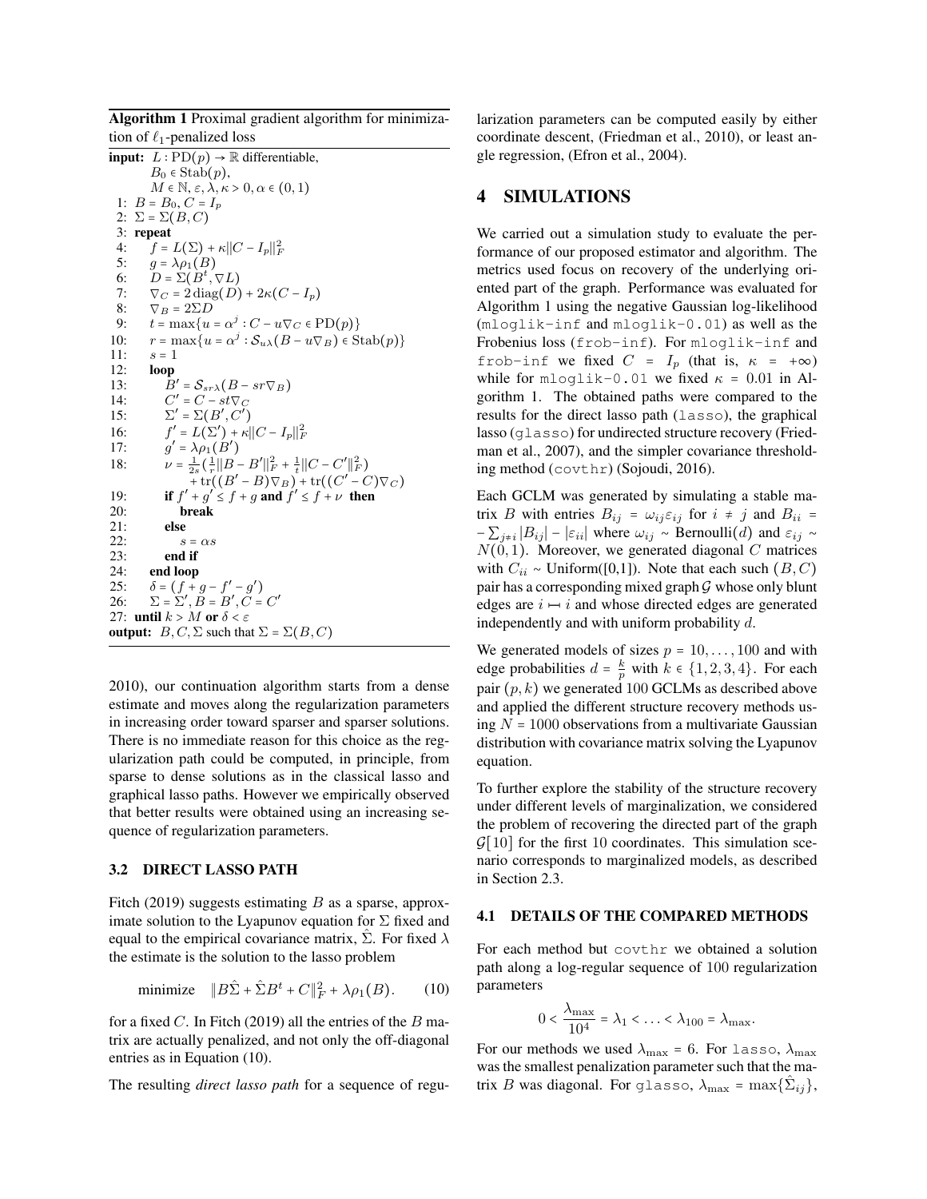**Algorithm 1** Proximal gradient algorithm for minimization of $\ell_1$-penalized loss

```
input: L : PD(p) → ℝ differentiable,
       B_0 ∈ Stab(p),
       M ∈ ℕ, ε, λ, κ > 0, α ∈ (0,1)
 1: B = B_0, C = I_p
 2: Σ = Σ(B, C)
 3: repeat
 4:   f = L(Σ) + κ||C − I_p||_F^2
 5:   g = λρ_1(B)
 6:   D = Σ(B^t, ∇L)
 7:   ∇_C = 2 diag(D) + 2κ(C − I_p)
 8:   ∇_B = 2ΣD
 9:   t = max{u = α^j : C − u∇_C ∈ PD(p)}
10:   r = max{u = α^j : S_{uλ}(B − u∇_B) ∈ Stab(p)}
11:   s = 1
12:   loop
13:     B' = S_{srλ}(B − sr∇_B)
14:     C' = C − st∇_C
15:     Σ' = Σ(B', C')
16:     f' = L(Σ') + κ||C − I_p||_F^2
17:     g' = λρ_1(B')
18:     ν = (1/(2s))((1/r)||B − B'||_F^2 + (1/t)||C − C'||_F^2)
            + tr((B' − B)∇_B) + tr((C' − C)∇_C)
19:     if f' + g' ≤ f + g and f' ≤ f + ν then
20:       break
21:     else
22:       s = αs
23:     end if
24:   end loop
25:   δ = (f + g − f' − g')
26:   Σ = Σ', B = B', C = C'
27: until k > M or δ < ε
output: B, C, Σ such that Σ = Σ(B, C)
```

2010), our continuation algorithm starts from a dense estimate and moves along the regularization parameters in increasing order toward sparser and sparser solutions. There is no immediate reason for this choice as the regularization path could be computed, in principle, from sparse to dense solutions as in the classical lasso and graphical lasso paths. However we empirically observed that better results were obtained using an increasing sequence of regularization parameters.

### 3.2 DIRECT LASSO PATH

Fitch (2019) suggests estimating $B$ as a sparse, approximate solution to the Lyapunov equation for $\Sigma$ fixed and equal to the empirical covariance matrix, $\hat{\Sigma}$. For fixed $\lambda$ the estimate is the solution to the lasso problem

$$\text{minimize} \quad \|B\hat{\Sigma} + \hat{\Sigma}B^t + C\|_F^2 + \lambda\rho_1(B). \qquad (10)$$

for a fixed $C$. In Fitch (2019) all the entries of the $B$ matrix are actually penalized, and not only the off-diagonal entries as in Equation (10).

The resulting *direct lasso path* for a sequence of regularization parameters can be computed easily by either coordinate descent, (Friedman et al., 2010), or least angle regression, (Efron et al., 2004).

## 4 SIMULATIONS

We carried out a simulation study to evaluate the performance of our proposed estimator and algorithm. The metrics used focus on recovery of the underlying oriented part of the graph. Performance was evaluated for Algorithm 1 using the negative Gaussian log-likelihood (`mloglik-inf` and `mloglik-0.01`) as well as the Frobenius loss (`frob-inf`). For `mloglik-inf` and `frob-inf` we fixed $C = I_p$ (that is, $\kappa = +\infty$) while for `mloglik-0.01` we fixed $\kappa = 0.01$ in Algorithm 1. The obtained paths were compared to the results for the direct lasso path (`lasso`), the graphical lasso (`glasso`) for undirected structure recovery (Friedman et al., 2007), and the simpler covariance thresholding method (`covthr`) (Sojoudi, 2016).

Each GCLM was generated by simulating a stable matrix $B$ with entries $B_{ij} = \omega_{ij}\varepsilon_{ij}$ for $i \neq j$ and $B_{ii} = -\sum_{j\neq i}|B_{ij}| - |\varepsilon_{ii}|$ where $\omega_{ij} \sim \text{Bernoulli}(d)$ and $\varepsilon_{ij} \sim N(0,1)$. Moreover, we generated diagonal $C$ matrices with $C_{ii} \sim \text{Uniform}([0,1])$. Note that each such $(B, C)$ pair has a corresponding mixed graph $\mathcal{G}$ whose only blunt edges are $i \mapsto i$ and whose directed edges are generated independently and with uniform probability $d$.

We generated models of sizes $p = 10, \ldots, 100$ and with edge probabilities $d = \frac{k}{p}$ with $k \in \{1, 2, 3, 4\}$. For each pair $(p, k)$ we generated 100 GCLMs as described above and applied the different structure recovery methods using $N = 1000$ observations from a multivariate Gaussian distribution with covariance matrix solving the Lyapunov equation.

To further explore the stability of the structure recovery under different levels of marginalization, we considered the problem of recovering the directed part of the graph $\mathcal{G}[10]$ for the first 10 coordinates. This simulation scenario corresponds to marginalized models, as described in Section 2.3.

### 4.1 DETAILS OF THE COMPARED METHODS

For each method but `covthr` we obtained a solution path along a log-regular sequence of 100 regularization parameters

$$0 < \frac{\lambda_{\max}}{10^4} = \lambda_1 < \ldots < \lambda_{100} = \lambda_{\max}.$$

For our methods we used $\lambda_{\max} = 6$. For `lasso`, $\lambda_{\max}$ was the smallest penalization parameter such that the matrix $B$ was diagonal. For `glasso`, $\lambda_{\max} = \max\{\hat{\Sigma}_{ij}\}$,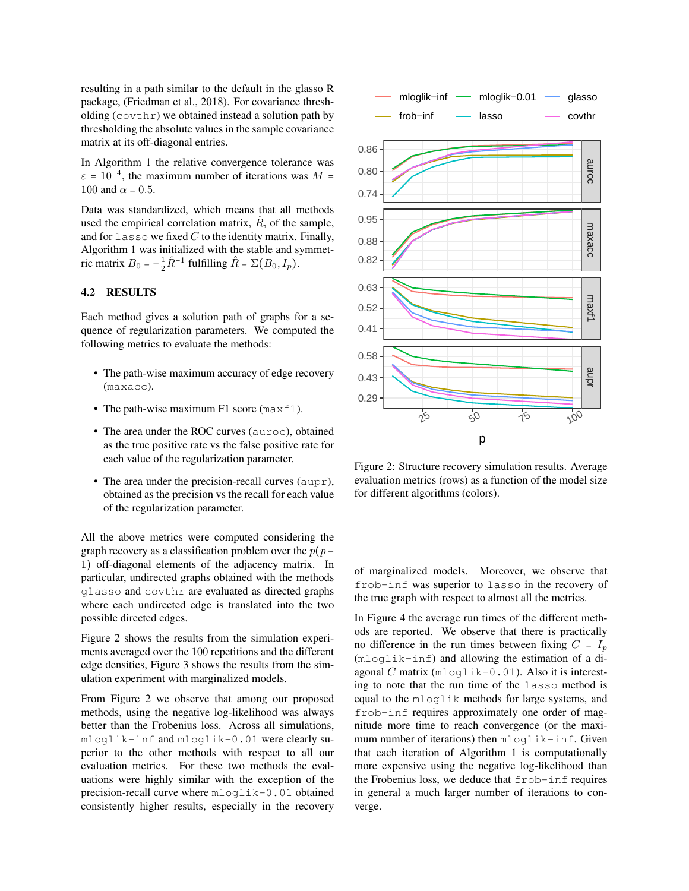resulting in a path similar to the default in the glasso R package, (Friedman et al., 2018). For covariance thresholding (covthr) we obtained instead a solution path by thresholding the absolute values in the sample covariance matrix at its off-diagonal entries.

In Algorithm 1 the relative convergence tolerance was $\varepsilon = 10^{-4}$, the maximum number of iterations was $M = 100$ and $\alpha = 0.5$.

Data was standardized, which means that all methods used the empirical correlation matrix, $\hat{R}$, of the sample, and for lasso we fixed $C$ to the identity matrix. Finally, Algorithm 1 was initialized with the stable and symmetric matrix $B_0 = -\frac{1}{2}\hat{R}^{-1}$ fulfilling $\hat{R} = \Sigma(B_0, I_p)$.

### 4.2 RESULTS

Each method gives a solution path of graphs for a sequence of regularization parameters. We computed the following metrics to evaluate the methods:

- The path-wise maximum accuracy of edge recovery (maxacc).
- The path-wise maximum F1 score (maxf1).
- The area under the ROC curves (auroc), obtained as the true positive rate vs the false positive rate for each value of the regularization parameter.
- The area under the precision-recall curves (aupr), obtained as the precision vs the recall for each value of the regularization parameter.

All the above metrics were computed considering the graph recovery as a classification problem over the $p(p-1)$ off-diagonal elements of the adjacency matrix. In particular, undirected graphs obtained with the methods glasso and covthr are evaluated as directed graphs where each undirected edge is translated into the two possible directed edges.

Figure 2 shows the results from the simulation experiments averaged over the 100 repetitions and the different edge densities, Figure 3 shows the results from the simulation experiment with marginalized models.

From Figure 2 we observe that among our proposed methods, using the negative log-likelihood was always better than the Frobenius loss. Across all simulations, mloglik-inf and mloglik-0.01 were clearly superior to the other methods with respect to all our evaluation metrics. For these two methods the evaluations were highly similar with the exception of the precision-recall curve where mloglik-0.01 obtained consistently higher results, especially in the recovery of marginalized models. Moreover, we observe that frob-inf was superior to lasso in the recovery of the true graph with respect to almost all the metrics.

Figure 2: Structure recovery simulation results. Average evaluation metrics (rows) as a function of the model size for different algorithms (colors).

In Figure 4 the average run times of the different methods are reported. We observe that there is practically no difference in the run times between fixing $C = I_p$ (mloglik-inf) and allowing the estimation of a diagonal $C$ matrix (mloglik-0.01). Also it is interesting to note that the run time of the lasso method is equal to the mloglik methods for large systems, and frob-inf requires approximately one order of magnitude more time to reach convergence (or the maximum number of iterations) then mloglik-inf. Given that each iteration of Algorithm 1 is computationally more expensive using the negative log-likelihood than the Frobenius loss, we deduce that frob-inf requires in general a much larger number of iterations to converge.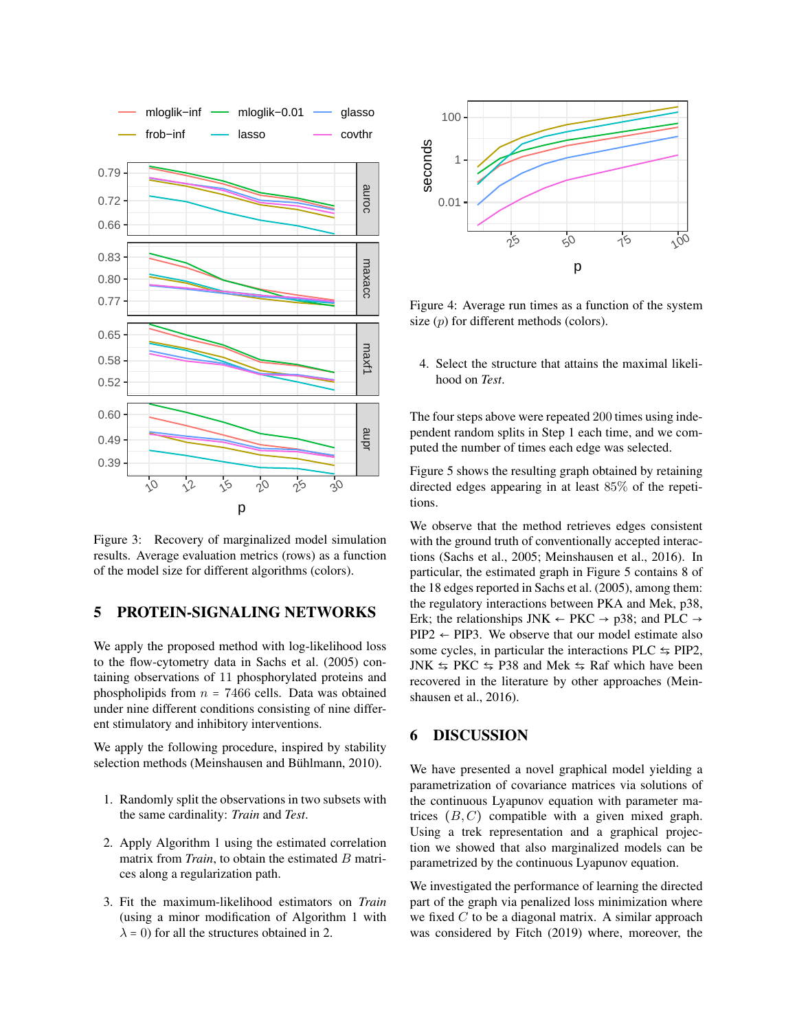Figure 3: Recovery of marginalized model simulation results. Average evaluation metrics (rows) as a function of the model size for different algorithms (colors).

# 5 PROTEIN-SIGNALING NETWORKS

We apply the proposed method with log-likelihood loss to the flow-cytometry data in Sachs et al. (2005) containing observations of 11 phosphorylated proteins and phospholipids from $n = 7466$ cells. Data was obtained under nine different conditions consisting of nine different stimulatory and inhibitory interventions.

We apply the following procedure, inspired by stability selection methods (Meinshausen and Bühlmann, 2010).

1. Randomly split the observations in two subsets with the same cardinality: *Train* and *Test*.
2. Apply Algorithm 1 using the estimated correlation matrix from *Train*, to obtain the estimated $B$ matrices along a regularization path.
3. Fit the maximum-likelihood estimators on *Train* (using a minor modification of Algorithm 1 with $\lambda = 0$) for all the structures obtained in 2.

Figure 4: Average run times as a function of the system size ($p$) for different methods (colors).

4. Select the structure that attains the maximal likelihood on *Test*.

The four steps above were repeated 200 times using independent random splits in Step 1 each time, and we computed the number of times each edge was selected.

Figure 5 shows the resulting graph obtained by retaining directed edges appearing in at least 85% of the repetitions.

We observe that the method retrieves edges consistent with the ground truth of conventionally accepted interactions (Sachs et al., 2005; Meinshausen et al., 2016). In particular, the estimated graph in Figure 5 contains 8 of the 18 edges reported in Sachs et al. (2005), among them: the regulatory interactions between PKA and Mek, p38, Erk; the relationships JNK ← PKC → p38; and PLC → PIP2 ← PIP3. We observe that our model estimate also some cycles, in particular the interactions PLC ⇆ PIP2, JNK ⇆ PKC ⇆ P38 and Mek ⇆ Raf which have been recovered in the literature by other approaches (Meinshausen et al., 2016).

# 6 DISCUSSION

We have presented a novel graphical model yielding a parametrization of covariance matrices via solutions of the continuous Lyapunov equation with parameter matrices $(B, C)$ compatible with a given mixed graph. Using a trek representation and a graphical projection we showed that also marginalized models can be parametrized by the continuous Lyapunov equation.

We investigated the performance of learning the directed part of the graph via penalized loss minimization where we fixed $C$ to be a diagonal matrix. A similar approach was considered by Fitch (2019) where, moreover, the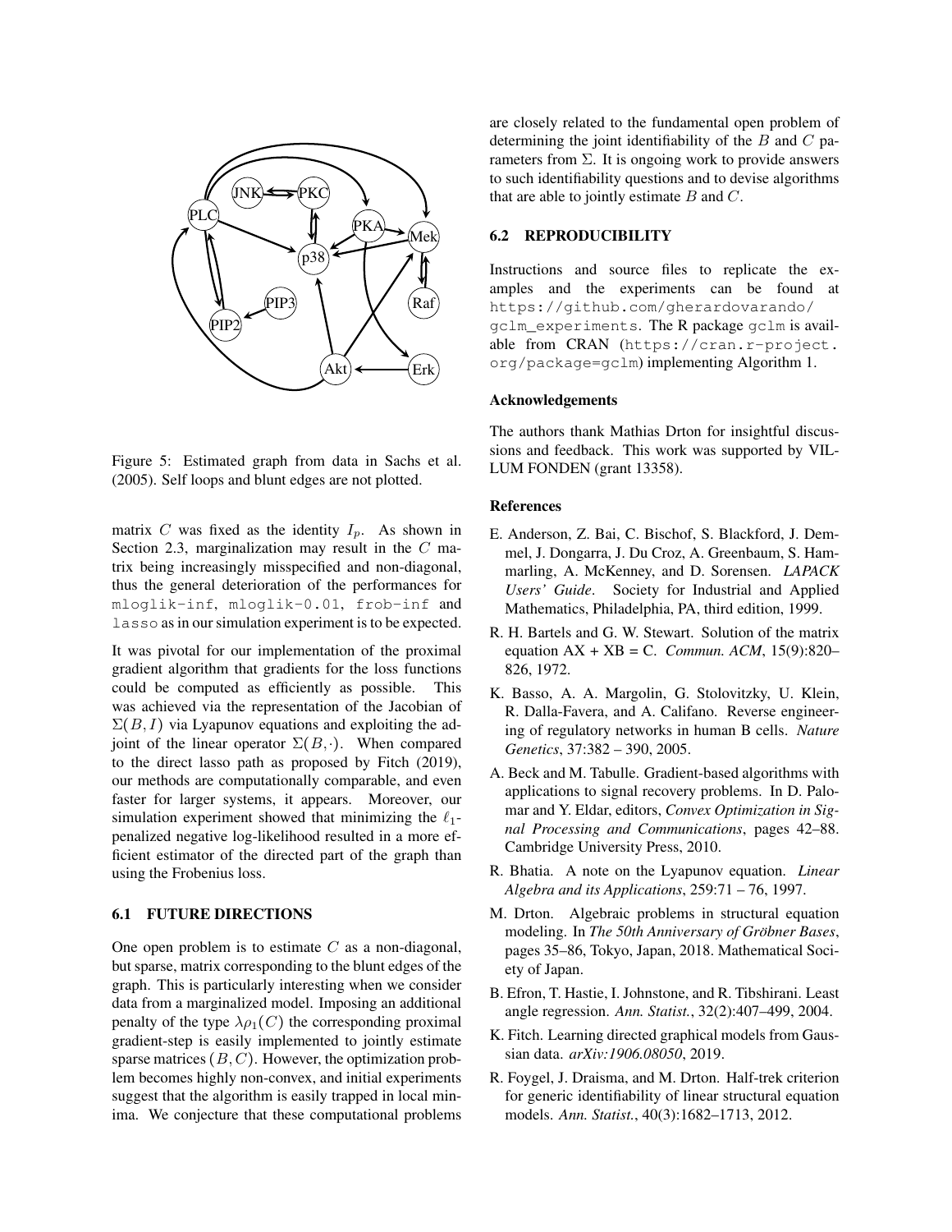Figure 5: Estimated graph from data in Sachs et al. (2005). Self loops and blunt edges are not plotted.

matrix $C$ was fixed as the identity $I_p$. As shown in Section 2.3, marginalization may result in the $C$ matrix being increasingly misspecified and non-diagonal, thus the general deterioration of the performances for `mloglik-inf`, `mloglik-0.01`, `frob-inf` and `lasso` as in our simulation experiment is to be expected.

It was pivotal for our implementation of the proximal gradient algorithm that gradients for the loss functions could be computed as efficiently as possible. This was achieved via the representation of the Jacobian of $\Sigma(B, I)$ via Lyapunov equations and exploiting the adjoint of the linear operator $\Sigma(B, \cdot)$. When compared to the direct lasso path as proposed by Fitch (2019), our methods are computationally comparable, and even faster for larger systems, it appears. Moreover, our simulation experiment showed that minimizing the $\ell_1$-penalized negative log-likelihood resulted in a more efficient estimator of the directed part of the graph than using the Frobenius loss.

### 6.1 FUTURE DIRECTIONS

One open problem is to estimate $C$ as a non-diagonal, but sparse, matrix corresponding to the blunt edges of the graph. This is particularly interesting when we consider data from a marginalized model. Imposing an additional penalty of the type $\lambda\rho_1(C)$ the corresponding proximal gradient-step is easily implemented to jointly estimate sparse matrices $(B, C)$. However, the optimization problem becomes highly non-convex, and initial experiments suggest that the algorithm is easily trapped in local minima. We conjecture that these computational problems are closely related to the fundamental open problem of determining the joint identifiability of the $B$ and $C$ parameters from $\Sigma$. It is ongoing work to provide answers to such identifiability questions and to devise algorithms that are able to jointly estimate $B$ and $C$.

### 6.2 REPRODUCIBILITY

Instructions and source files to replicate the examples and the experiments can be found at `https://github.com/gherardovarando/gclm_experiments`. The R package `gclm` is available from CRAN (`https://cran.r-project.org/package=gclm`) implementing Algorithm 1.

#### Acknowledgements

The authors thank Mathias Drton for insightful discussions and feedback. This work was supported by VILLUM FONDEN (grant 13358).

#### References

E. Anderson, Z. Bai, C. Bischof, S. Blackford, J. Demmel, J. Dongarra, J. Du Croz, A. Greenbaum, S. Hammarling, A. McKenney, and D. Sorensen. *LAPACK Users' Guide*. Society for Industrial and Applied Mathematics, Philadelphia, PA, third edition, 1999.

R. H. Bartels and G. W. Stewart. Solution of the matrix equation AX + XB = C. *Commun. ACM*, 15(9):820–826, 1972.

K. Basso, A. A. Margolin, G. Stolovitzky, U. Klein, R. Dalla-Favera, and A. Califano. Reverse engineering of regulatory networks in human B cells. *Nature Genetics*, 37:382 – 390, 2005.

A. Beck and M. Tabulle. Gradient-based algorithms with applications to signal recovery problems. In D. Palomar and Y. Eldar, editors, *Convex Optimization in Signal Processing and Communications*, pages 42–88. Cambridge University Press, 2010.

R. Bhatia. A note on the Lyapunov equation. *Linear Algebra and its Applications*, 259:71 – 76, 1997.

M. Drton. Algebraic problems in structural equation modeling. In *The 50th Anniversary of Gröbner Bases*, pages 35–86, Tokyo, Japan, 2018. Mathematical Society of Japan.

B. Efron, T. Hastie, I. Johnstone, and R. Tibshirani. Least angle regression. *Ann. Statist.*, 32(2):407–499, 2004.

K. Fitch. Learning directed graphical models from Gaussian data. *arXiv:1906.08050*, 2019.

R. Foygel, J. Draisma, and M. Drton. Half-trek criterion for generic identifiability of linear structural equation models. *Ann. Statist.*, 40(3):1682–1713, 2012.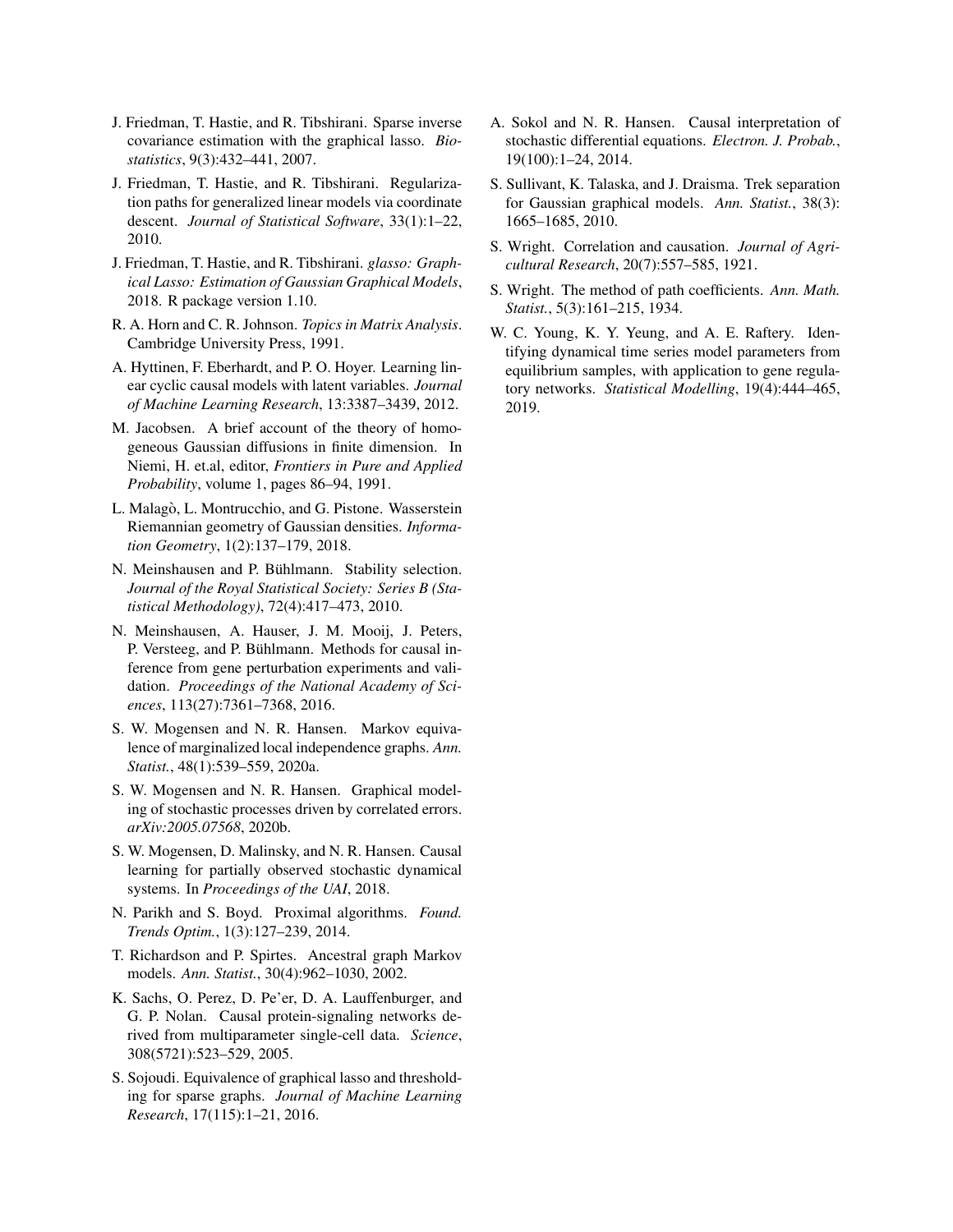J. Friedman, T. Hastie, and R. Tibshirani. Sparse inverse covariance estimation with the graphical lasso. *Biostatistics*, 9(3):432–441, 2007.

J. Friedman, T. Hastie, and R. Tibshirani. Regularization paths for generalized linear models via coordinate descent. *Journal of Statistical Software*, 33(1):1–22, 2010.

J. Friedman, T. Hastie, and R. Tibshirani. *glasso: Graphical Lasso: Estimation of Gaussian Graphical Models*, 2018. R package version 1.10.

R. A. Horn and C. R. Johnson. *Topics in Matrix Analysis*. Cambridge University Press, 1991.

A. Hyttinen, F. Eberhardt, and P. O. Hoyer. Learning linear cyclic causal models with latent variables. *Journal of Machine Learning Research*, 13:3387–3439, 2012.

M. Jacobsen. A brief account of the theory of homogeneous Gaussian diffusions in finite dimension. In Niemi, H. et.al, editor, *Frontiers in Pure and Applied Probability*, volume 1, pages 86–94, 1991.

L. Malagò, L. Montrucchio, and G. Pistone. Wasserstein Riemannian geometry of Gaussian densities. *Information Geometry*, 1(2):137–179, 2018.

N. Meinshausen and P. Bühlmann. Stability selection. *Journal of the Royal Statistical Society: Series B (Statistical Methodology)*, 72(4):417–473, 2010.

N. Meinshausen, A. Hauser, J. M. Mooij, J. Peters, P. Versteeg, and P. Bühlmann. Methods for causal inference from gene perturbation experiments and validation. *Proceedings of the National Academy of Sciences*, 113(27):7361–7368, 2016.

S. W. Mogensen and N. R. Hansen. Markov equivalence of marginalized local independence graphs. *Ann. Statist.*, 48(1):539–559, 2020a.

S. W. Mogensen and N. R. Hansen. Graphical modeling of stochastic processes driven by correlated errors. *arXiv:2005.07568*, 2020b.

S. W. Mogensen, D. Malinsky, and N. R. Hansen. Causal learning for partially observed stochastic dynamical systems. In *Proceedings of the UAI*, 2018.

N. Parikh and S. Boyd. Proximal algorithms. *Found. Trends Optim.*, 1(3):127–239, 2014.

T. Richardson and P. Spirtes. Ancestral graph Markov models. *Ann. Statist.*, 30(4):962–1030, 2002.

K. Sachs, O. Perez, D. Pe'er, D. A. Lauffenburger, and G. P. Nolan. Causal protein-signaling networks derived from multiparameter single-cell data. *Science*, 308(5721):523–529, 2005.

S. Sojoudi. Equivalence of graphical lasso and thresholding for sparse graphs. *Journal of Machine Learning Research*, 17(115):1–21, 2016.

A. Sokol and N. R. Hansen. Causal interpretation of stochastic differential equations. *Electron. J. Probab.*, 19(100):1–24, 2014.

S. Sullivant, K. Talaska, and J. Draisma. Trek separation for Gaussian graphical models. *Ann. Statist.*, 38(3): 1665–1685, 2010.

S. Wright. Correlation and causation. *Journal of Agricultural Research*, 20(7):557–585, 1921.

S. Wright. The method of path coefficients. *Ann. Math. Statist.*, 5(3):161–215, 1934.

W. C. Young, K. Y. Yeung, and A. E. Raftery. Identifying dynamical time series model parameters from equilibrium samples, with application to gene regulatory networks. *Statistical Modelling*, 19(4):444–465, 2019.